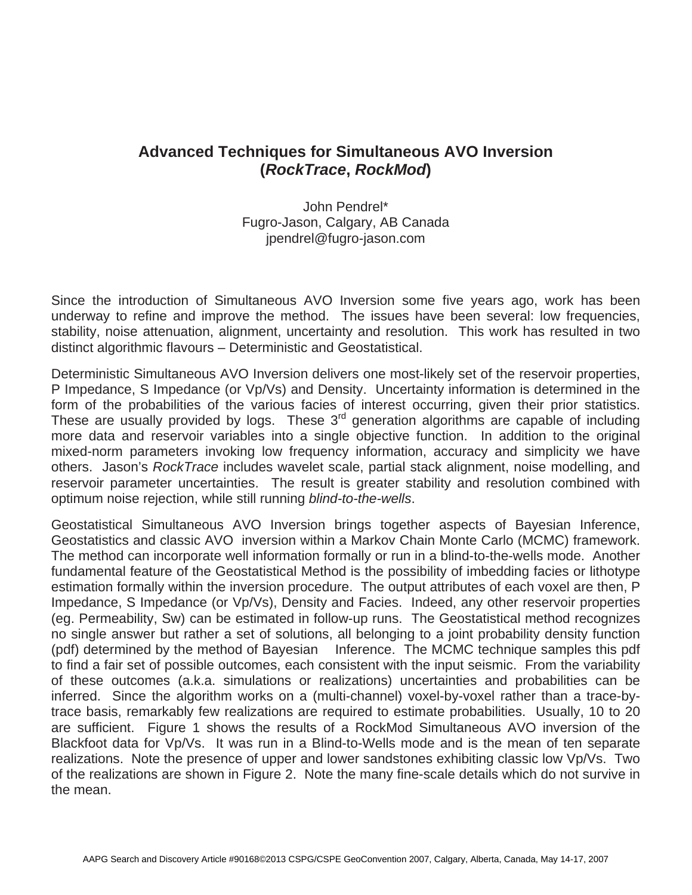# Advanced Techniques for Simultaneous AVO Inversion (*RockTrace*, *RockMod*)

John Pendrel*
Fugro-Jason, Calgary, AB Canada
jpendrel@fugro-jason.com

Since the introduction of Simultaneous AVO Inversion some five years ago, work has been underway to refine and improve the method. The issues have been several: low frequencies, stability, noise attenuation, alignment, uncertainty and resolution. This work has resulted in two distinct algorithmic flavours – Deterministic and Geostatistical.

Deterministic Simultaneous AVO Inversion delivers one most-likely set of the reservoir properties, P Impedance, S Impedance (or Vp/Vs) and Density. Uncertainty information is determined in the form of the probabilities of the various facies of interest occurring, given their prior statistics. These are usually provided by logs. These 3rd generation algorithms are capable of including more data and reservoir variables into a single objective function. In addition to the original mixed-norm parameters invoking low frequency information, accuracy and simplicity we have others. Jason's *RockTrace* includes wavelet scale, partial stack alignment, noise modelling, and reservoir parameter uncertainties. The result is greater stability and resolution combined with optimum noise rejection, while still running *blind-to-the-wells*.

Geostatistical Simultaneous AVO Inversion brings together aspects of Bayesian Inference, Geostatistics and classic AVO inversion within a Markov Chain Monte Carlo (MCMC) framework. The method can incorporate well information formally or run in a blind-to-the-wells mode. Another fundamental feature of the Geostatistical Method is the possibility of imbedding facies or lithotype estimation formally within the inversion procedure. The output attributes of each voxel are then, P Impedance, S Impedance (or Vp/Vs), Density and Facies. Indeed, any other reservoir properties (eg. Permeability, Sw) can be estimated in follow-up runs. The Geostatistical method recognizes no single answer but rather a set of solutions, all belonging to a joint probability density function (pdf) determined by the method of Bayesian Inference. The MCMC technique samples this pdf to find a fair set of possible outcomes, each consistent with the input seismic. From the variability of these outcomes (a.k.a. simulations or realizations) uncertainties and probabilities can be inferred. Since the algorithm works on a (multi-channel) voxel-by-voxel rather than a trace-by-trace basis, remarkably few realizations are required to estimate probabilities. Usually, 10 to 20 are sufficient. Figure 1 shows the results of a RockMod Simultaneous AVO inversion of the Blackfoot data for Vp/Vs. It was run in a Blind-to-Wells mode and is the mean of ten separate realizations. Note the presence of upper and lower sandstones exhibiting classic low Vp/Vs. Two of the realizations are shown in Figure 2. Note the many fine-scale details which do not survive in the mean.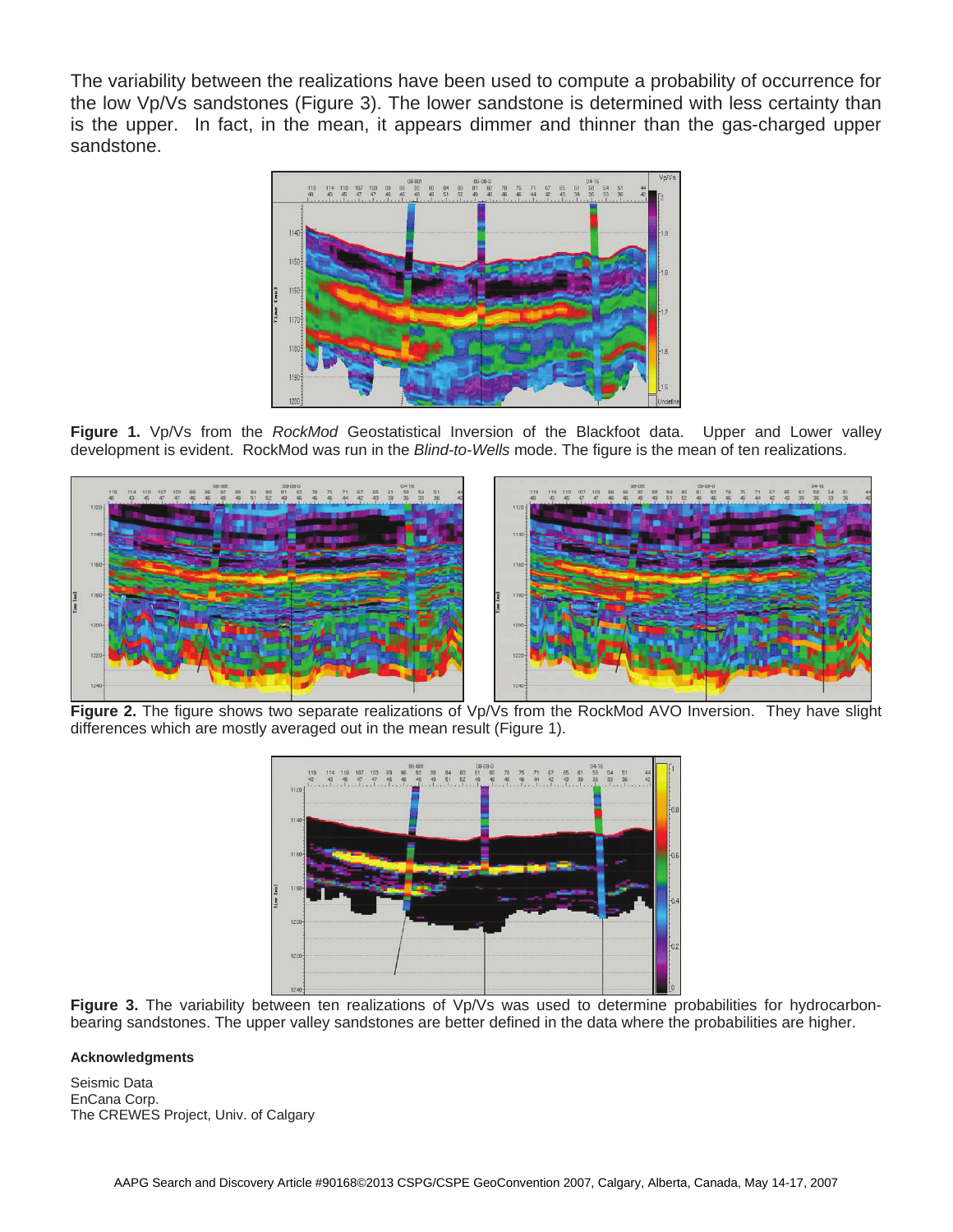The variability between the realizations have been used to compute a probability of occurrence for the low Vp/Vs sandstones (Figure 3). The lower sandstone is determined with less certainty than is the upper. In fact, in the mean, it appears dimmer and thinner than the gas-charged upper sandstone.

**Figure 1.** Vp/Vs from the *RockMod* Geostatistical Inversion of the Blackfoot data. Upper and Lower valley development is evident. RockMod was run in the *Blind-to-Wells* mode. The figure is the mean of ten realizations.

**Figure 2.** The figure shows two separate realizations of Vp/Vs from the RockMod AVO Inversion. They have slight differences which are mostly averaged out in the mean result (Figure 1).

**Figure 3.** The variability between ten realizations of Vp/Vs was used to determine probabilities for hydrocarbon-bearing sandstones. The upper valley sandstones are better defined in the data where the probabilities are higher.

#### Acknowledgments

Seismic Data
EnCana Corp.
The CREWES Project, Univ. of Calgary

AAPG Search and Discovery Article #90168©2013 CSPG/CSPE GeoConvention 2007, Calgary, Alberta, Canada, May 14-17, 2007